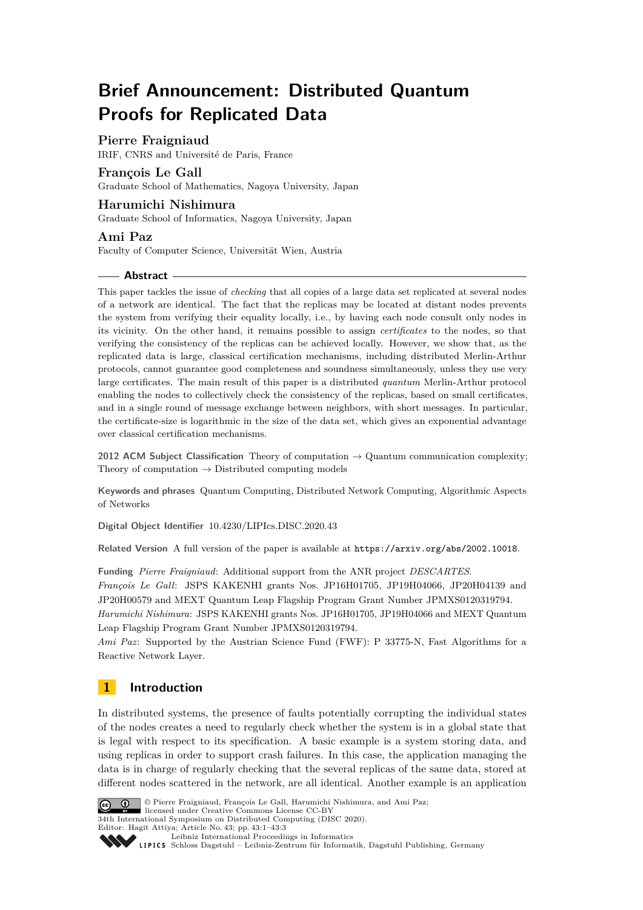# Brief Announcement: Distributed Quantum Proofs for Replicated Data

**Pierre Fraigniaud**
IRIF, CNRS and Université de Paris, France

**François Le Gall**
Graduate School of Mathematics, Nagoya University, Japan

**Harumichi Nishimura**
Graduate School of Informatics, Nagoya University, Japan

**Ami Paz**
Faculty of Computer Science, Universität Wien, Austria

## Abstract

This paper tackles the issue of *checking* that all copies of a large data set replicated at several nodes of a network are identical. The fact that the replicas may be located at distant nodes prevents the system from verifying their equality locally, i.e., by having each node consult only nodes in its vicinity. On the other hand, it remains possible to assign *certificates* to the nodes, so that verifying the consistency of the replicas can be achieved locally. However, we show that, as the replicated data is large, classical certification mechanisms, including distributed Merlin-Arthur protocols, cannot guarantee good completeness and soundness simultaneously, unless they use very large certificates. The main result of this paper is a distributed *quantum* Merlin-Arthur protocol enabling the nodes to collectively check the consistency of the replicas, based on small certificates, and in a single round of message exchange between neighbors, with short messages. In particular, the certificate-size is logarithmic in the size of the data set, which gives an exponential advantage over classical certification mechanisms.

**2012 ACM Subject Classification** Theory of computation → Quantum communication complexity; Theory of computation → Distributed computing models

**Keywords and phrases** Quantum Computing, Distributed Network Computing, Algorithmic Aspects of Networks

**Digital Object Identifier** 10.4230/LIPIcs.DISC.2020.43

**Related Version** A full version of the paper is available at https://arxiv.org/abs/2002.10018.

**Funding** *Pierre Fraigniaud*: Additional support from the ANR project *DESCARTES*.
*François Le Gall*: JSPS KAKENHI grants Nos. JP16H01705, JP19H04066, JP20H04139 and JP20H00579 and MEXT Quantum Leap Flagship Program Grant Number JPMXS0120319794.
*Harumichi Nishimura*: JSPS KAKENHI grants Nos. JP16H01705, JP19H04066 and MEXT Quantum Leap Flagship Program Grant Number JPMXS0120319794.
*Ami Paz*: Supported by the Austrian Science Fund (FWF): P 33775-N, Fast Algorithms for a Reactive Network Layer.

## 1 Introduction

In distributed systems, the presence of faults potentially corrupting the individual states of the nodes creates a need to regularly check whether the system is in a global state that is legal with respect to its specification. A basic example is a system storing data, and using replicas in order to support crash failures. In this case, the application managing the data is in charge of regularly checking that the several replicas of the same data, stored at different nodes scattered in the network, are all identical. Another example is an application

© Pierre Fraigniaud, François Le Gall, Harumichi Nishimura, and Ami Paz; licensed under Creative Commons License CC-BY
34th International Symposium on Distributed Computing (DISC 2020).
Editor: Hagit Attiya; Article No. 43; pp. 43:1–43:3
Leibniz International Proceedings in Informatics
Schloss Dagstuhl – Leibniz-Zentrum für Informatik, Dagstuhl Publishing, Germany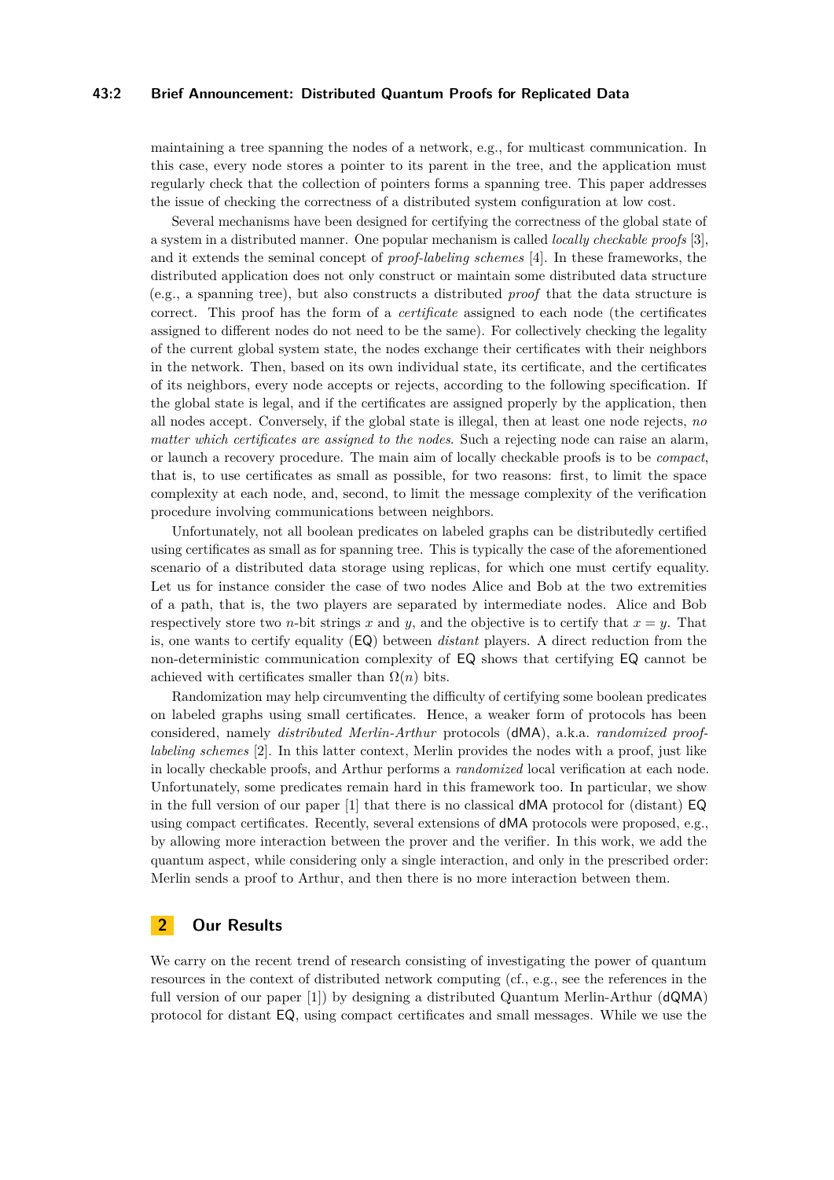maintaining a tree spanning the nodes of a network, e.g., for multicast communication. In this case, every node stores a pointer to its parent in the tree, and the application must regularly check that the collection of pointers forms a spanning tree. This paper addresses the issue of checking the correctness of a distributed system configuration at low cost.

Several mechanisms have been designed for certifying the correctness of the global state of a system in a distributed manner. One popular mechanism is called *locally checkable proofs* [3], and it extends the seminal concept of *proof-labeling schemes* [4]. In these frameworks, the distributed application does not only construct or maintain some distributed data structure (e.g., a spanning tree), but also constructs a distributed *proof* that the data structure is correct. This proof has the form of a *certificate* assigned to each node (the certificates assigned to different nodes do not need to be the same). For collectively checking the legality of the current global system state, the nodes exchange their certificates with their neighbors in the network. Then, based on its own individual state, its certificate, and the certificates of its neighbors, every node accepts or rejects, according to the following specification. If the global state is legal, and if the certificates are assigned properly by the application, then all nodes accept. Conversely, if the global state is illegal, then at least one node rejects, *no matter which certificates are assigned to the nodes*. Such a rejecting node can raise an alarm, or launch a recovery procedure. The main aim of locally checkable proofs is to be *compact*, that is, to use certificates as small as possible, for two reasons: first, to limit the space complexity at each node, and, second, to limit the message complexity of the verification procedure involving communications between neighbors.

Unfortunately, not all boolean predicates on labeled graphs can be distributedly certified using certificates as small as for spanning tree. This is typically the case of the aforementioned scenario of a distributed data storage using replicas, for which one must certify equality. Let us for instance consider the case of two nodes Alice and Bob at the two extremities of a path, that is, the two players are separated by intermediate nodes. Alice and Bob respectively store two $n$-bit strings $x$ and $y$, and the objective is to certify that $x = y$. That is, one wants to certify equality (EQ) between *distant* players. A direct reduction from the non-deterministic communication complexity of EQ shows that certifying EQ cannot be achieved with certificates smaller than $\Omega(n)$ bits.

Randomization may help circumventing the difficulty of certifying some boolean predicates on labeled graphs using small certificates. Hence, a weaker form of protocols has been considered, namely *distributed Merlin-Arthur* protocols (dMA), a.k.a. *randomized proof-labeling schemes* [2]. In this latter context, Merlin provides the nodes with a proof, just like in locally checkable proofs, and Arthur performs a *randomized* local verification at each node. Unfortunately, some predicates remain hard in this framework too. In particular, we show in the full version of our paper [1] that there is no classical dMA protocol for (distant) EQ using compact certificates. Recently, several extensions of dMA protocols were proposed, e.g., by allowing more interaction between the prover and the verifier. In this work, we add the quantum aspect, while considering only a single interaction, and only in the prescribed order: Merlin sends a proof to Arthur, and then there is no more interaction between them.

## 2 Our Results

We carry on the recent trend of research consisting of investigating the power of quantum resources in the context of distributed network computing (cf., e.g., see the references in the full version of our paper [1]) by designing a distributed Quantum Merlin-Arthur (dQMA) protocol for distant EQ, using compact certificates and small messages. While we use the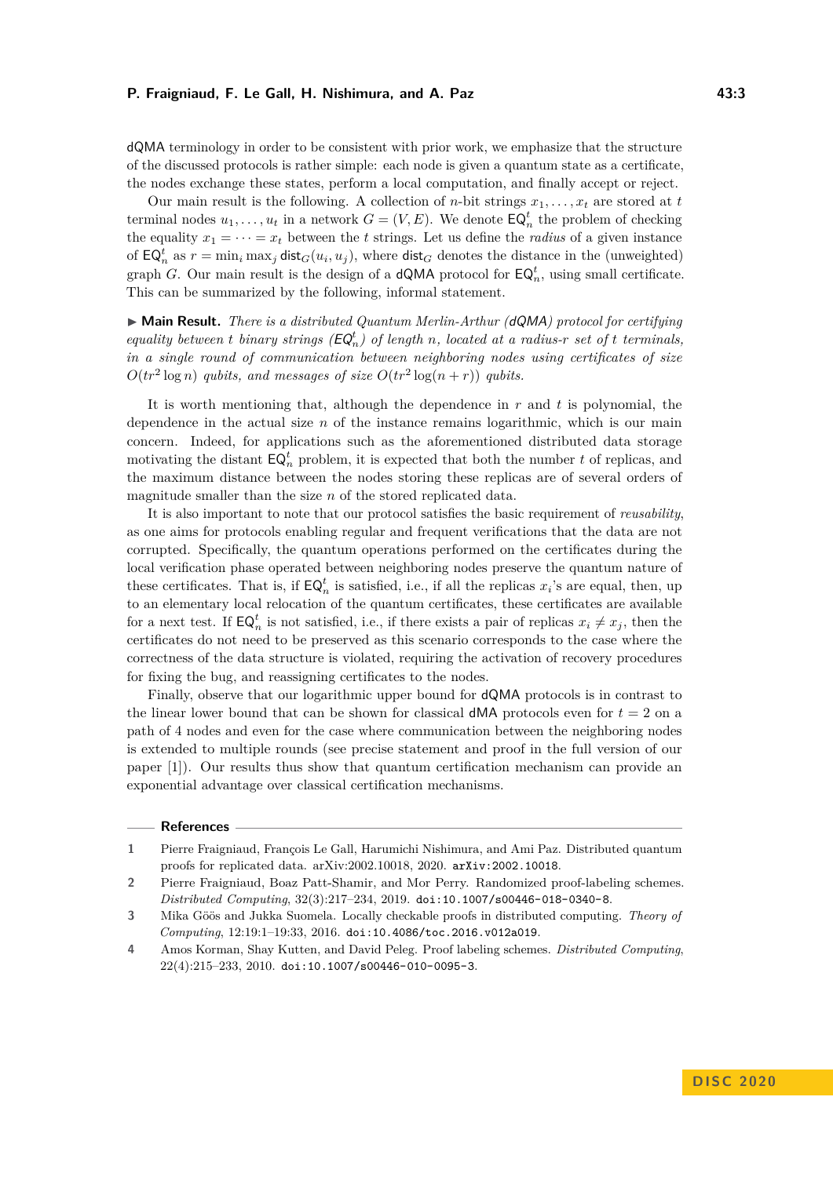dQMA terminology in order to be consistent with prior work, we emphasize that the structure of the discussed protocols is rather simple: each node is given a quantum state as a certificate, the nodes exchange these states, perform a local computation, and finally accept or reject.

Our main result is the following. A collection of $n$-bit strings $x_1, \ldots, x_t$ are stored at $t$ terminal nodes $u_1, \ldots, u_t$ in a network $G = (V, E)$. We denote $\mathsf{EQ}_n^t$ the problem of checking the equality $x_1 = \cdots = x_t$ between the $t$ strings. Let us define the *radius* of a given instance of $\mathsf{EQ}_n^t$ as $r = \min_i \max_j \mathsf{dist}_G(u_i, u_j)$, where $\mathsf{dist}_G$ denotes the distance in the (unweighted) graph $G$. Our main result is the design of a dQMA protocol for $\mathsf{EQ}_n^t$, using small certificate. This can be summarized by the following, informal statement.

▶ **Main Result.** *There is a distributed Quantum Merlin-Arthur (dQMA) protocol for certifying equality between $t$ binary strings ($\mathsf{EQ}_n^t$) of length $n$, located at a radius-$r$ set of $t$ terminals, in a single round of communication between neighboring nodes using certificates of size $O(tr^2 \log n)$ qubits, and messages of size $O(tr^2 \log(n + r))$ qubits.*

It is worth mentioning that, although the dependence in $r$ and $t$ is polynomial, the dependence in the actual size $n$ of the instance remains logarithmic, which is our main concern. Indeed, for applications such as the aforementioned distributed data storage motivating the distant $\mathsf{EQ}_n^t$ problem, it is expected that both the number $t$ of replicas, and the maximum distance between the nodes storing these replicas are of several orders of magnitude smaller than the size $n$ of the stored replicated data.

It is also important to note that our protocol satisfies the basic requirement of *reusability*, as one aims for protocols enabling regular and frequent verifications that the data are not corrupted. Specifically, the quantum operations performed on the certificates during the local verification phase operated between neighboring nodes preserve the quantum nature of these certificates. That is, if $\mathsf{EQ}_n^t$ is satisfied, i.e., if all the replicas $x_i$'s are equal, then, up to an elementary local relocation of the quantum certificates, these certificates are available for a next test. If $\mathsf{EQ}_n^t$ is not satisfied, i.e., if there exists a pair of replicas $x_i \neq x_j$, then the certificates do not need to be preserved as this scenario corresponds to the case where the correctness of the data structure is violated, requiring the activation of recovery procedures for fixing the bug, and reassigning certificates to the nodes.

Finally, observe that our logarithmic upper bound for dQMA protocols is in contrast to the linear lower bound that can be shown for classical dMA protocols even for $t = 2$ on a path of 4 nodes and even for the case where communication between the neighboring nodes is extended to multiple rounds (see precise statement and proof in the full version of our paper [1]). Our results thus show that quantum certification mechanism can provide an exponential advantage over classical certification mechanisms.

## References

1. Pierre Fraigniaud, François Le Gall, Harumichi Nishimura, and Ami Paz. Distributed quantum proofs for replicated data. arXiv:2002.10018, 2020. arXiv:2002.10018.
2. Pierre Fraigniaud, Boaz Patt-Shamir, and Mor Perry. Randomized proof-labeling schemes. *Distributed Computing*, 32(3):217–234, 2019. doi:10.1007/s00446-018-0340-8.
3. Mika Göös and Jukka Suomela. Locally checkable proofs in distributed computing. *Theory of Computing*, 12:19:1–19:33, 2016. doi:10.4086/toc.2016.v012a019.
4. Amos Korman, Shay Kutten, and David Peleg. Proof labeling schemes. *Distributed Computing*, 22(4):215–233, 2010. doi:10.1007/s00446-010-0095-3.